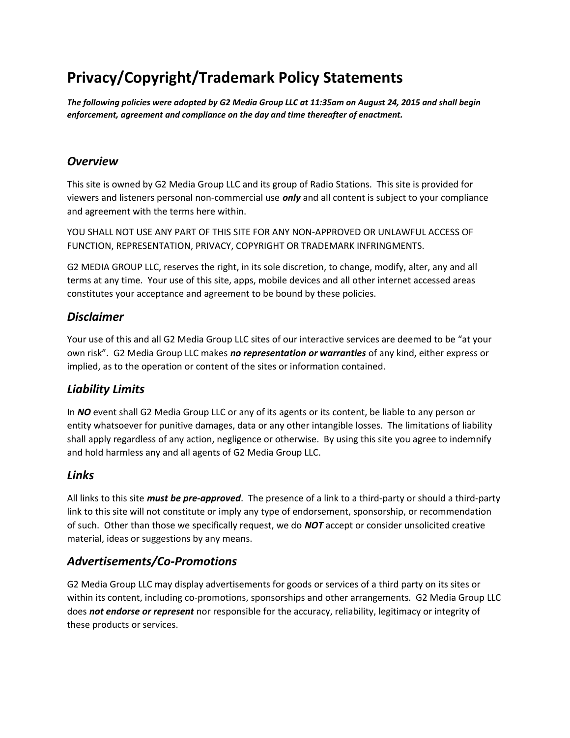# Privacy/Copyright/Trademark Policy Statements

***The following policies were adopted by G2 Media Group LLC at 11:35am on August 24, 2015 and shall begin enforcement, agreement and compliance on the day and time thereafter of enactment.***

## *Overview*

This site is owned by G2 Media Group LLC and its group of Radio Stations. This site is provided for viewers and listeners personal non-commercial use ***only*** and all content is subject to your compliance and agreement with the terms here within.

YOU SHALL NOT USE ANY PART OF THIS SITE FOR ANY NON-APPROVED OR UNLAWFUL ACCESS OF FUNCTION, REPRESENTATION, PRIVACY, COPYRIGHT OR TRADEMARK INFRINGMENTS.

G2 MEDIA GROUP LLC, reserves the right, in its sole discretion, to change, modify, alter, any and all terms at any time. Your use of this site, apps, mobile devices and all other internet accessed areas constitutes your acceptance and agreement to be bound by these policies.

## *Disclaimer*

Your use of this and all G2 Media Group LLC sites of our interactive services are deemed to be “at your own risk”. G2 Media Group LLC makes ***no representation or warranties*** of any kind, either express or implied, as to the operation or content of the sites or information contained.

## *Liability Limits*

In ***NO*** event shall G2 Media Group LLC or any of its agents or its content, be liable to any person or entity whatsoever for punitive damages, data or any other intangible losses. The limitations of liability shall apply regardless of any action, negligence or otherwise. By using this site you agree to indemnify and hold harmless any and all agents of G2 Media Group LLC.

## *Links*

All links to this site ***must be pre-approved***. The presence of a link to a third-party or should a third-party link to this site will not constitute or imply any type of endorsement, sponsorship, or recommendation of such. Other than those we specifically request, we do ***NOT*** accept or consider unsolicited creative material, ideas or suggestions by any means.

## *Advertisements/Co-Promotions*

G2 Media Group LLC may display advertisements for goods or services of a third party on its sites or within its content, including co-promotions, sponsorships and other arrangements. G2 Media Group LLC does ***not endorse or represent*** nor responsible for the accuracy, reliability, legitimacy or integrity of these products or services.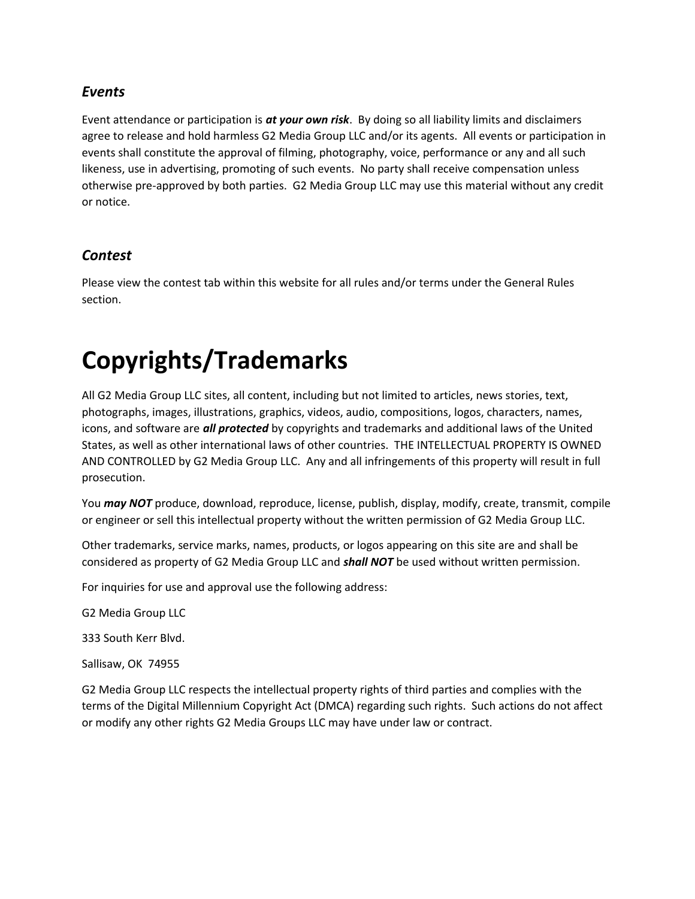### *Events*

Event attendance or participation is ***at your own risk***. By doing so all liability limits and disclaimers agree to release and hold harmless G2 Media Group LLC and/or its agents. All events or participation in events shall constitute the approval of filming, photography, voice, performance or any and all such likeness, use in advertising, promoting of such events. No party shall receive compensation unless otherwise pre-approved by both parties. G2 Media Group LLC may use this material without any credit or notice.

### *Contest*

Please view the contest tab within this website for all rules and/or terms under the General Rules section.

# Copyrights/Trademarks

All G2 Media Group LLC sites, all content, including but not limited to articles, news stories, text, photographs, images, illustrations, graphics, videos, audio, compositions, logos, characters, names, icons, and software are ***all protected*** by copyrights and trademarks and additional laws of the United States, as well as other international laws of other countries. THE INTELLECTUAL PROPERTY IS OWNED AND CONTROLLED by G2 Media Group LLC. Any and all infringements of this property will result in full prosecution.

You ***may NOT*** produce, download, reproduce, license, publish, display, modify, create, transmit, compile or engineer or sell this intellectual property without the written permission of G2 Media Group LLC.

Other trademarks, service marks, names, products, or logos appearing on this site are and shall be considered as property of G2 Media Group LLC and ***shall NOT*** be used without written permission.

For inquiries for use and approval use the following address:

G2 Media Group LLC

333 South Kerr Blvd.

Sallisaw, OK 74955

G2 Media Group LLC respects the intellectual property rights of third parties and complies with the terms of the Digital Millennium Copyright Act (DMCA) regarding such rights. Such actions do not affect or modify any other rights G2 Media Groups LLC may have under law or contract.